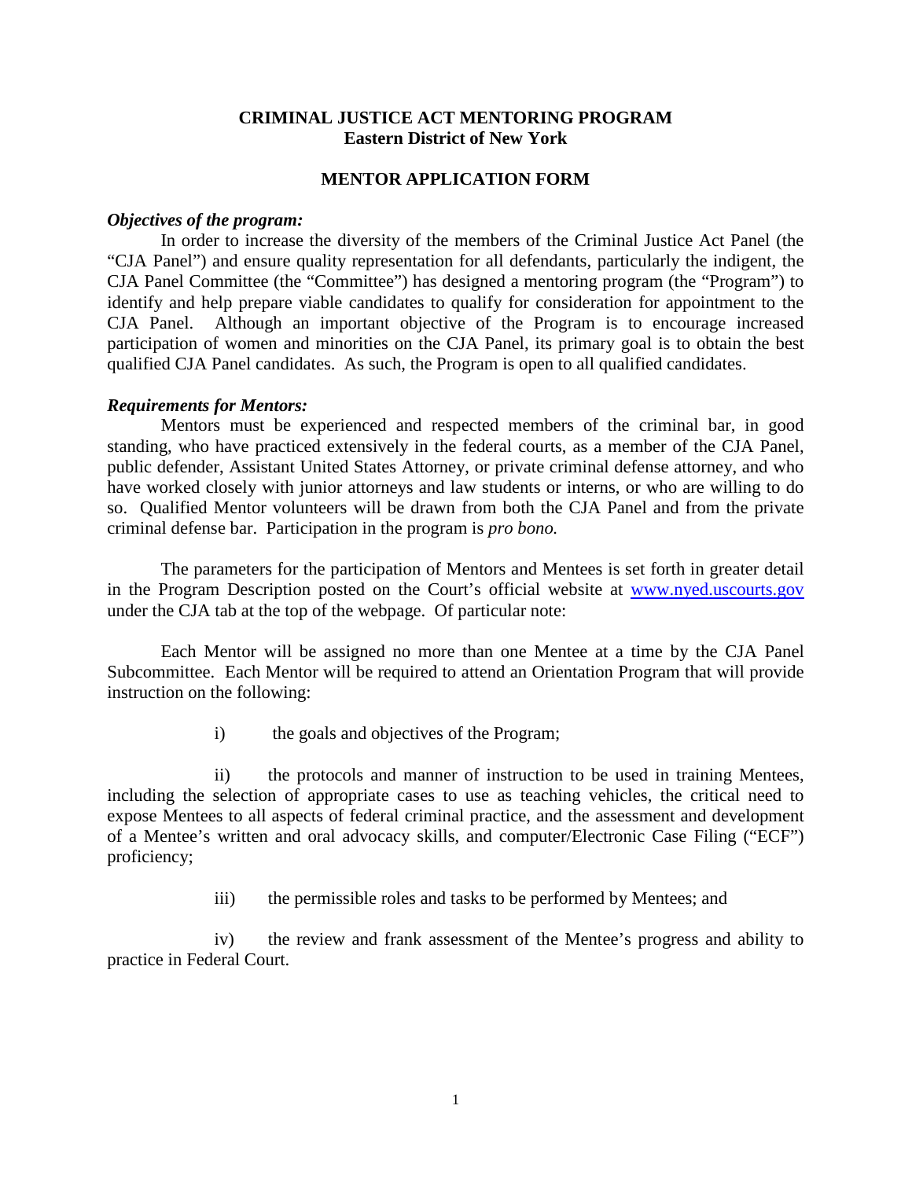# CRIMINAL JUSTICE ACT MENTORING PROGRAM
## Eastern District of New York

## MENTOR APPLICATION FORM

***Objectives of the program:***

In order to increase the diversity of the members of the Criminal Justice Act Panel (the "CJA Panel") and ensure quality representation for all defendants, particularly the indigent, the CJA Panel Committee (the "Committee") has designed a mentoring program (the "Program") to identify and help prepare viable candidates to qualify for consideration for appointment to the CJA Panel. Although an important objective of the Program is to encourage increased participation of women and minorities on the CJA Panel, its primary goal is to obtain the best qualified CJA Panel candidates. As such, the Program is open to all qualified candidates.

***Requirements for Mentors:***

Mentors must be experienced and respected members of the criminal bar, in good standing, who have practiced extensively in the federal courts, as a member of the CJA Panel, public defender, Assistant United States Attorney, or private criminal defense attorney, and who have worked closely with junior attorneys and law students or interns, or who are willing to do so. Qualified Mentor volunteers will be drawn from both the CJA Panel and from the private criminal defense bar. Participation in the program is *pro bono.*

The parameters for the participation of Mentors and Mentees is set forth in greater detail in the Program Description posted on the Court's official website at [www.nyed.uscourts.gov](http://www.nyed.uscourts.gov) under the CJA tab at the top of the webpage. Of particular note:

Each Mentor will be assigned no more than one Mentee at a time by the CJA Panel Subcommittee. Each Mentor will be required to attend an Orientation Program that will provide instruction on the following:

i) the goals and objectives of the Program;

ii) the protocols and manner of instruction to be used in training Mentees, including the selection of appropriate cases to use as teaching vehicles, the critical need to expose Mentees to all aspects of federal criminal practice, and the assessment and development of a Mentee's written and oral advocacy skills, and computer/Electronic Case Filing ("ECF") proficiency;

iii) the permissible roles and tasks to be performed by Mentees; and

iv) the review and frank assessment of the Mentee's progress and ability to practice in Federal Court.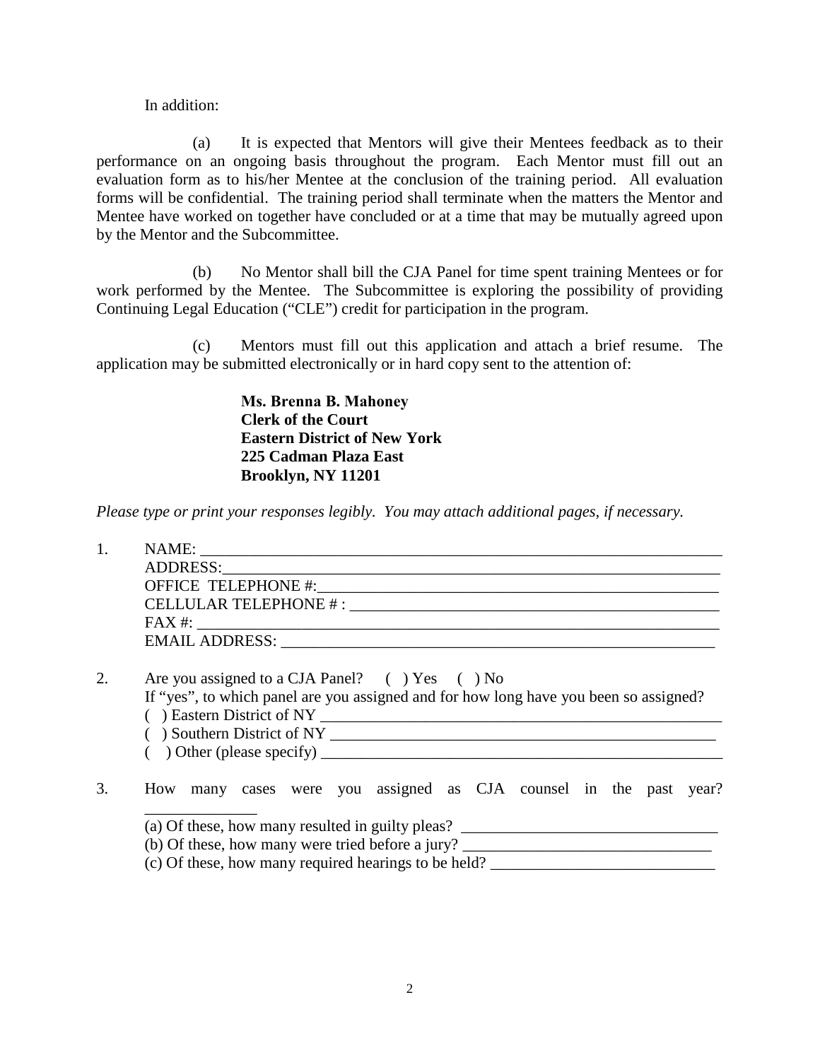In addition:

(a) It is expected that Mentors will give their Mentees feedback as to their performance on an ongoing basis throughout the program. Each Mentor must fill out an evaluation form as to his/her Mentee at the conclusion of the training period. All evaluation forms will be confidential. The training period shall terminate when the matters the Mentor and Mentee have worked on together have concluded or at a time that may be mutually agreed upon by the Mentor and the Subcommittee.

(b) No Mentor shall bill the CJA Panel for time spent training Mentees or for work performed by the Mentee. The Subcommittee is exploring the possibility of providing Continuing Legal Education ("CLE") credit for participation in the program.

(c) Mentors must fill out this application and attach a brief resume. The application may be submitted electronically or in hard copy sent to the attention of:

> **Ms. Brenna B. Mahoney**
> **Clerk of the Court**
> **Eastern District of New York**
> **225 Cadman Plaza East**
> **Brooklyn, NY 11201**

*Please type or print your responses legibly. You may attach additional pages, if necessary.*

1. NAME: ____________________________________________
   ADDRESS: ____________________________________________
   OFFICE TELEPHONE #: ____________________________________________
   CELLULAR TELEPHONE # : ____________________________________________
   FAX #: ____________________________________________
   EMAIL ADDRESS: ____________________________________________

2. Are you assigned to a CJA Panel? ( ) Yes ( ) No
   If "yes", to which panel are you assigned and for how long have you been so assigned?
   ( ) Eastern District of NY ____________________________________________
   ( ) Southern District of NY ____________________________________________
   ( ) Other (please specify) ____________________________________________

3. How many cases were you assigned as CJA counsel in the past year? ______________
   (a) Of these, how many resulted in guilty pleas? ______________________________
   (b) Of these, how many were tried before a jury? ______________________________
   (c) Of these, how many required hearings to be held? ______________________________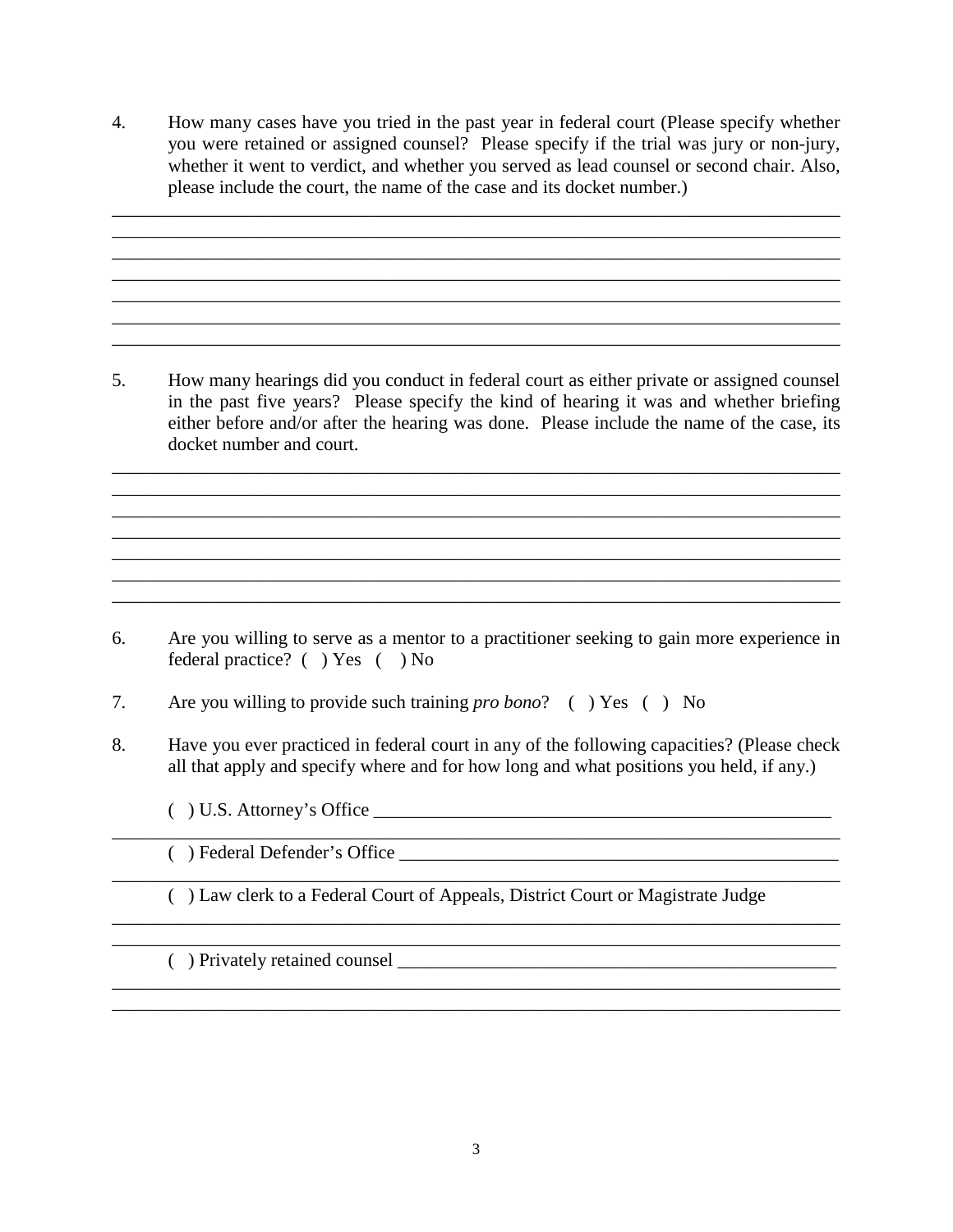4. How many cases have you tried in the past year in federal court (Please specify whether you were retained or assigned counsel? Please specify if the trial was jury or non-jury, whether it went to verdict, and whether you served as lead counsel or second chair. Also, please include the court, the name of the case and its docket number.)

______________________________________________________________________________
______________________________________________________________________________
______________________________________________________________________________
______________________________________________________________________________
______________________________________________________________________________
______________________________________________________________________________
______________________________________________________________________________

5. How many hearings did you conduct in federal court as either private or assigned counsel in the past five years? Please specify the kind of hearing it was and whether briefing either before and/or after the hearing was done. Please include the name of the case, its docket number and court.

______________________________________________________________________________
______________________________________________________________________________
______________________________________________________________________________
______________________________________________________________________________
______________________________________________________________________________
______________________________________________________________________________
______________________________________________________________________________

6. Are you willing to serve as a mentor to a practitioner seeking to gain more experience in federal practice? ( ) Yes ( ) No

7. Are you willing to provide such training *pro bono*? ( ) Yes ( ) No

8. Have you ever practiced in federal court in any of the following capacities? (Please check all that apply and specify where and for how long and what positions you held, if any.)

   ( ) U.S. Attorney's Office ____________________________________________________
______________________________________________________________________________
   ( ) Federal Defender's Office __________________________________________________
______________________________________________________________________________
   ( ) Law clerk to a Federal Court of Appeals, District Court or Magistrate Judge
______________________________________________________________________________
______________________________________________________________________________
   ( ) Privately retained counsel _________________________________________________
______________________________________________________________________________
______________________________________________________________________________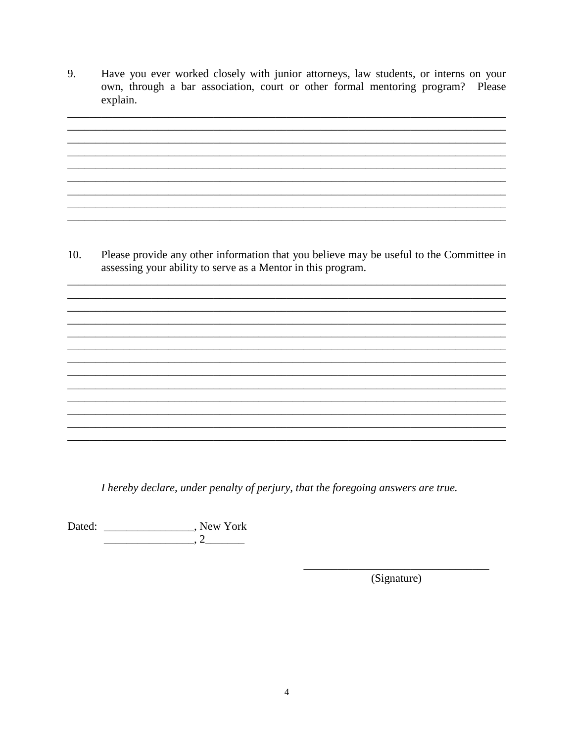9. Have you ever worked closely with junior attorneys, law students, or interns on your own, through a bar association, court or other formal mentoring program? Please explain.

______________________________________________________________________________
______________________________________________________________________________
______________________________________________________________________________
______________________________________________________________________________
______________________________________________________________________________
______________________________________________________________________________
______________________________________________________________________________
______________________________________________________________________________
______________________________________________________________________________

10. Please provide any other information that you believe may be useful to the Committee in assessing your ability to serve as a Mentor in this program.

______________________________________________________________________________
______________________________________________________________________________
______________________________________________________________________________
______________________________________________________________________________
______________________________________________________________________________
______________________________________________________________________________
______________________________________________________________________________
______________________________________________________________________________
______________________________________________________________________________
______________________________________________________________________________
______________________________________________________________________________
______________________________________________________________________________
______________________________________________________________________________

*I hereby declare, under penalty of perjury, that the foregoing answers are true.*

Dated: ________________, New York
________________, 2_______

________________________________
(Signature)